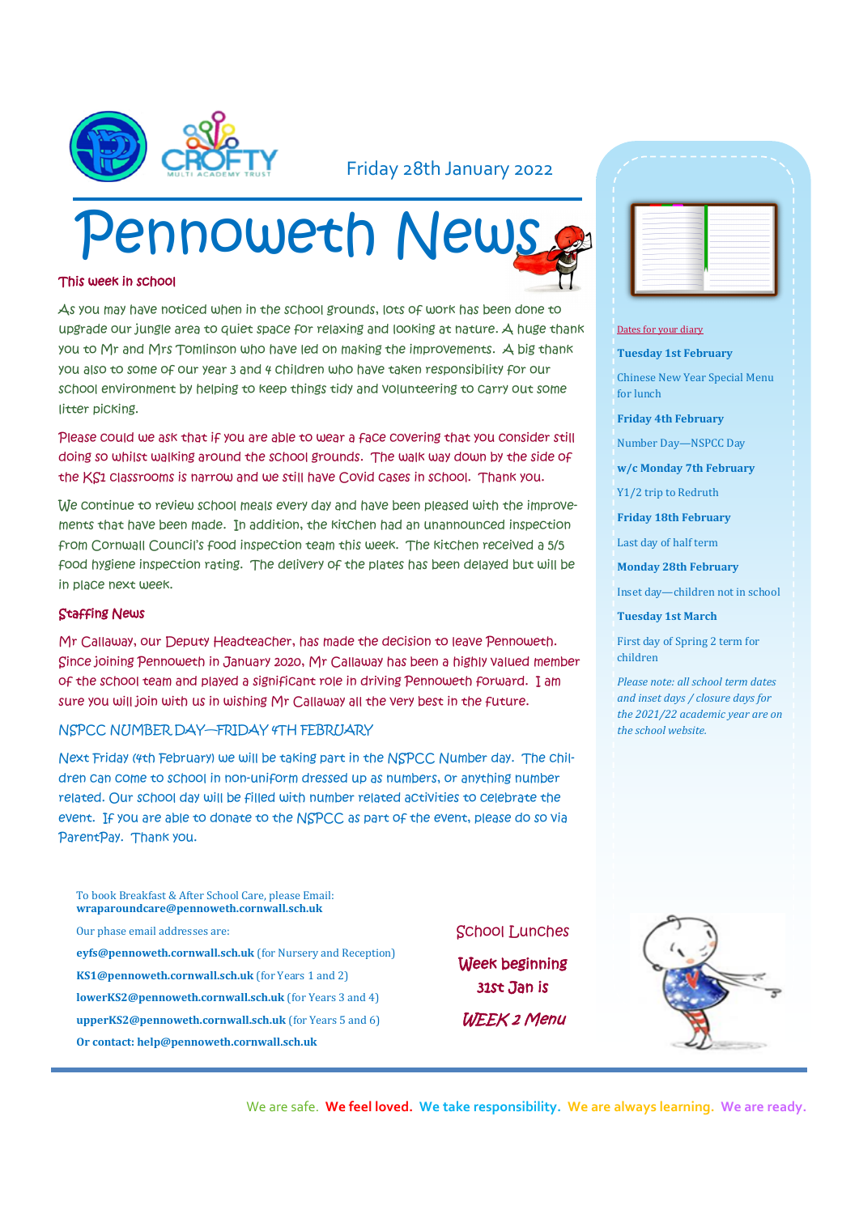Friday 28th January 2022

# Pennoweth News

## This week in school

As you may have noticed when in the school grounds, lots of work has been done to upgrade our jungle area to quiet space for relaxing and looking at nature. A huge thank you to Mr and Mrs Tomlinson who have led on making the improvements. A big thank you also to some of our year 3 and 4 children who have taken responsibility for our school environment by helping to keep things tidy and volunteering to carry out some litter picking.

Please could we ask that if you are able to wear a face covering that you consider still doing so whilst walking around the school grounds. The walk way down by the side of the KS1 classrooms is narrow and we still have Covid cases in school. Thank you.

We continue to review school meals every day and have been pleased with the improvements that have been made. In addition, the kitchen had an unannounced inspection from Cornwall Council's food inspection team this week. The kitchen received a 5/5 food hygiene inspection rating. The delivery of the plates has been delayed but will be in place next week.

## Staffing News

Mr Callaway, our Deputy Headteacher, has made the decision to leave Pennoweth. Since joining Pennoweth in January 2020, Mr Callaway has been a highly valued member of the school team and played a significant role in driving Pennoweth forward. I am sure you will join with us in wishing Mr Callaway all the very best in the future.

## NSPCC NUMBER DAY—FRIDAY 4TH FEBRUARY

Next Friday (4th February) we will be taking part in the NSPCC Number day. The children can come to school in non-uniform dressed up as numbers, or anything number related. Our school day will be filled with number related activities to celebrate the event. If you are able to donate to the NSPCC as part of the event, please do so via ParentPay. Thank you.

To book Breakfast & After School Care, please Email: **wraparoundcare@pennoweth.cornwall.sch.uk**

Our phase email addresses are:

**eyfs@pennoweth.cornwall.sch.uk** (for Nursery and Reception)

**KS1@pennoweth.cornwall.sch.uk** (for Years 1 and 2)

**lowerKS2@pennoweth.cornwall.sch.uk** (for Years 3 and 4)

**upperKS2@pennoweth.cornwall.sch.uk** (for Years 5 and 6)

**Or contact: help@pennoweth.cornwall.sch.uk**

## School Lunches

**Week beginning 31st Jan is**

***WEEK 2 Menu***

## Dates for your diary

**Tuesday 1st February**

Chinese New Year Special Menu for lunch

**Friday 4th February**

Number Day—NSPCC Day

**w/c Monday 7th February**

Y1/2 trip to Redruth

**Friday 18th February**

Last day of half term

**Monday 28th February**

Inset day—children not in school

**Tuesday 1st March**

First day of Spring 2 term for children

*Please note: all school term dates and inset days / closure days for the 2021/22 academic year are on the school website.*

We are safe. **We feel loved.** **We take responsibility.** **We are always learning.** **We are ready.**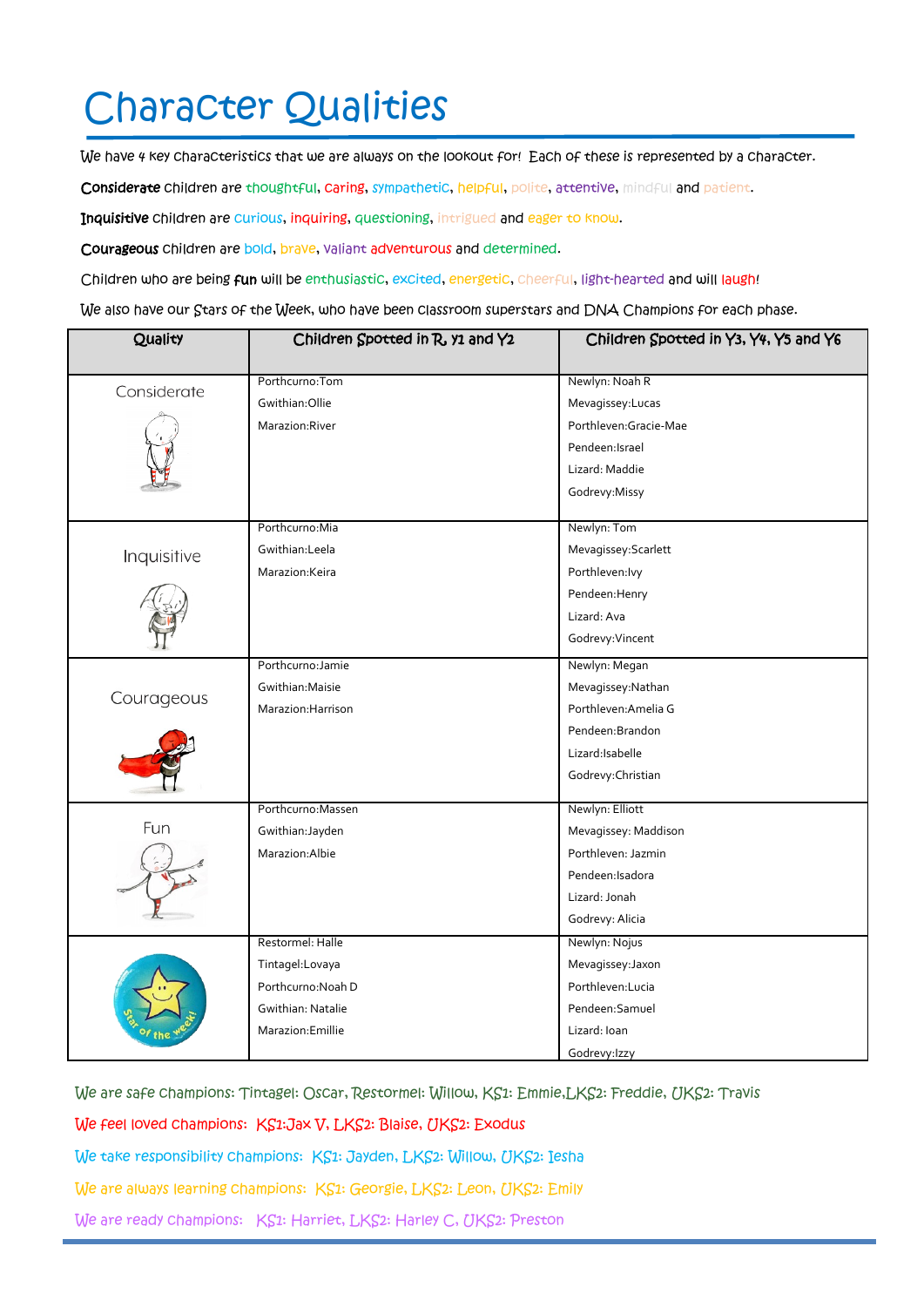# Character Qualities

We have 4 key characteristics that we are always on the lookout for! Each of these is represented by a character.

**Considerate** children are thoughtful, caring, sympathetic, helpful, polite, attentive, mindful and patient.

**Inquisitive** children are curious, inquiring, questioning, intrigued and eager to know.

**Courageous** children are bold, brave, valiant adventurous and determined.

Children who are being **fun** will be enthusiastic, excited, energetic, cheerful, light-hearted and will laugh!

We also have our Stars of the Week, who have been classroom superstars and DNA Champions for each phase.

| Quality | Children Spotted in R, Y1 and Y2 | Children Spotted in Y3, Y4, Y5 and Y6 |
|---|---|---|
| Considerate | Porthcurno:Tom<br>Gwithian:Ollie<br>Marazion:River | Newlyn: Noah R<br>Mevagissey:Lucas<br>Porthleven:Gracie-Mae<br>Pendeen:Israel<br>Lizard: Maddie<br>Godrevy:Missy |
| Inquisitive | Porthcurno:Mia<br>Gwithian:Leela<br>Marazion:Keira | Newlyn: Tom<br>Mevagissey:Scarlett<br>Porthleven:Ivy<br>Pendeen:Henry<br>Lizard: Ava<br>Godrevy:Vincent |
| Courageous | Porthcurno:Jamie<br>Gwithian:Maisie<br>Marazion:Harrison | Newlyn: Megan<br>Mevagissey:Nathan<br>Porthleven:Amelia G<br>Pendeen:Brandon<br>Lizard:Isabelle<br>Godrevy:Christian |
| Fun | Porthcurno:Massen<br>Gwithian:Jayden<br>Marazion:Albie | Newlyn: Elliott<br>Mevagissey: Maddison<br>Porthleven: Jazmin<br>Pendeen:Isadora<br>Lizard: Jonah<br>Godrevy: Alicia |
| Star of the week! | Restormel: Halle<br>Tintagel:Lovaya<br>Porthcurno:Noah D<br>Gwithian: Natalie<br>Marazion:Emillie | Newlyn: Nojus<br>Mevagissey:Jaxon<br>Porthleven:Lucia<br>Pendeen:Samuel<br>Lizard: Ioan<br>Godrevy:Izzy |

We are safe champions: Tintagel: Oscar, Restormel: Willow, KS1: Emmie, LKS2: Freddie, UKS2: Travis

We feel loved champions: KS1: Jax V, LKS2: Blaise, UKS2: Exodus

We take responsibility champions: KS1: Jayden, LKS2: Willow, UKS2: Iesha

We are always learning champions: KS1: Georgie, LKS2: Leon, UKS2: Emily

We are ready champions: KS1: Harriet, LKS2: Harley C, UKS2: Preston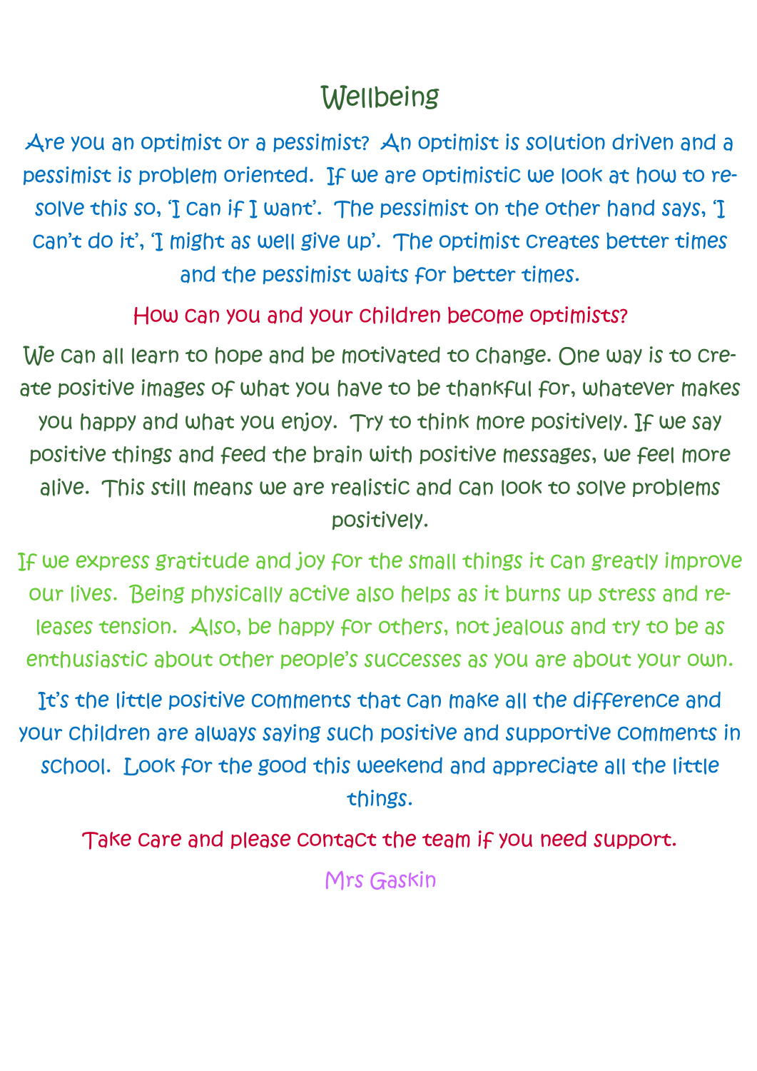# Wellbeing

Are you an optimist or a pessimist? An optimist is solution driven and a pessimist is problem oriented. If we are optimistic we look at how to resolve this so, 'I can if I want'. The pessimist on the other hand says, 'I can't do it', 'I might as well give up'. The optimist creates better times and the pessimist waits for better times.

## How can you and your children become optimists?

We can all learn to hope and be motivated to change. One way is to create positive images of what you have to be thankful for, whatever makes you happy and what you enjoy. Try to think more positively. If we say positive things and feed the brain with positive messages, we feel more alive. This still means we are realistic and can look to solve problems positively.

If we express gratitude and joy for the small things it can greatly improve our lives. Being physically active also helps as it burns up stress and releases tension. Also, be happy for others, not jealous and try to be as enthusiastic about other people's successes as you are about your own.

It's the little positive comments that can make all the difference and your children are always saying such positive and supportive comments in school. Look for the good this weekend and appreciate all the little things.

Take care and please contact the team if you need support.

Mrs Gaskin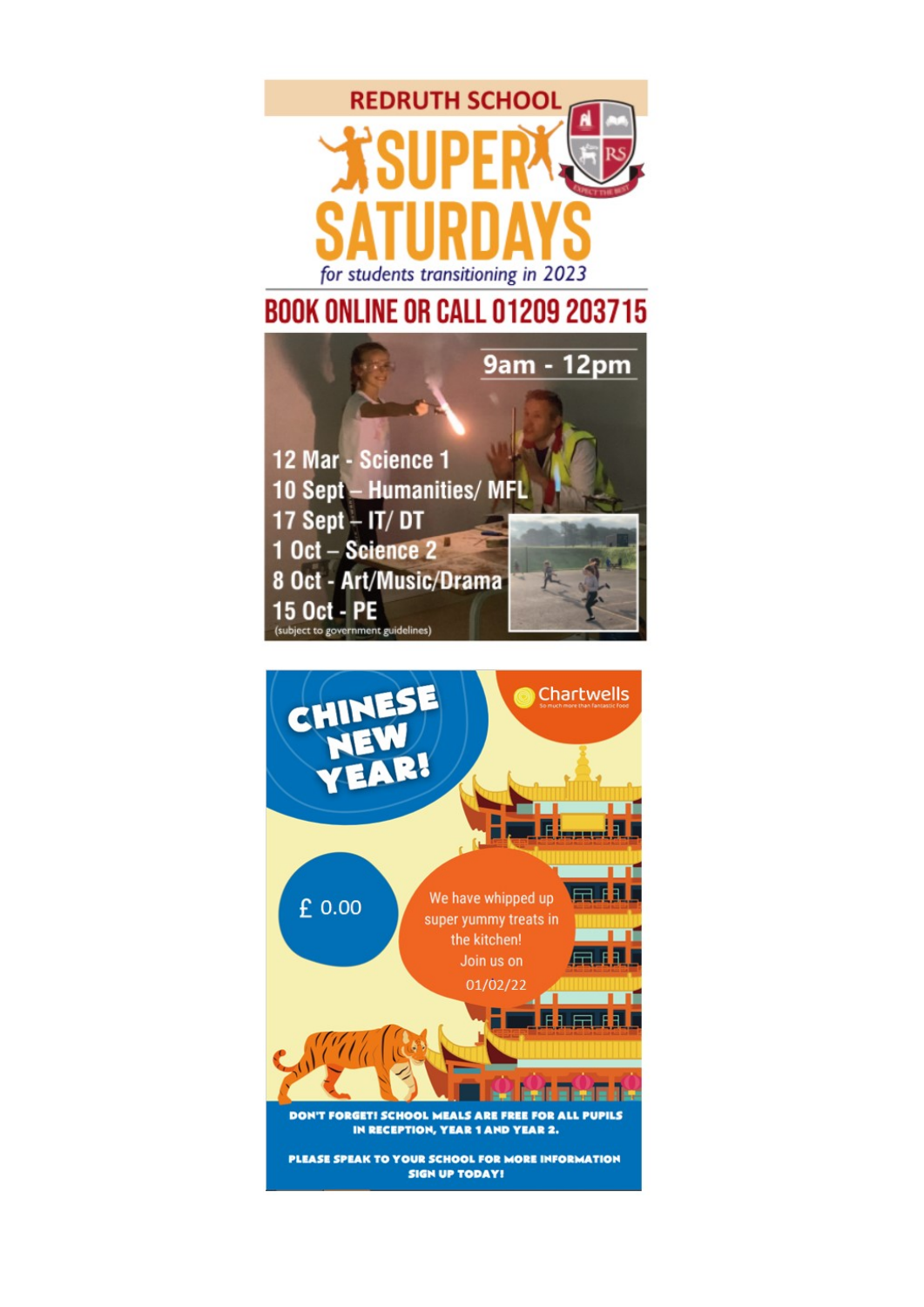# REDRUTH SCHOOL

# SUPER SATURDAYS

*for students transitioning in 2023*

## BOOK ONLINE OR CALL 01209 203715

9am - 12pm

- 12 Mar - Science 1
- 10 Sept – Humanities/ MFL
- 17 Sept – IT/ DT
- 1 Oct – Science 2
- 8 Oct - Art/Music/Drama
- 15 Oct - PE

(subject to government guidelines)

# CHINESE NEW YEAR!

Chartwells

£ 0.00

We have whipped up super yummy treats in the kitchen! Join us on 01/02/22

**DON'T FORGET! SCHOOL MEALS ARE FREE FOR ALL PUPILS IN RECEPTION, YEAR 1 AND YEAR 2.**

**PLEASE SPEAK TO YOUR SCHOOL FOR MORE INFORMATION SIGN UP TODAY!**